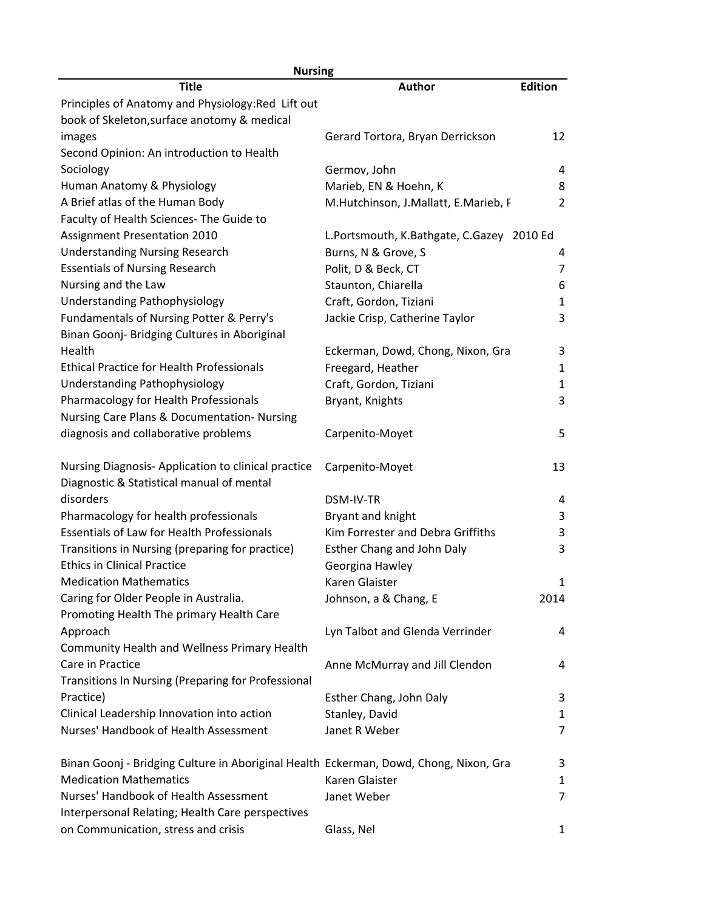**Nursing**

| Title | Author | Edition |
|---|---|---|
| Principles of Anatomy and Physiology:Red Lift out book of Skeleton,surface anotomy & medical images | Gerard Tortora, Bryan Derrickson | 12 |
| Second Opinion: An introduction to Health Sociology | Germov, John | 4 |
| Human Anatomy & Physiology | Marieb, EN & Hoehn, K | 8 |
| A Brief atlas of the Human Body | M.Hutchinson, J.Mallatt, E.Marieb, F | 2 |
| Faculty of Health Sciences- The Guide to Assignment Presentation 2010 | L.Portsmouth, K.Bathgate, C.Gazey | 2010 Ed |
| Understanding Nursing Research | Burns, N & Grove, S | 4 |
| Essentials of Nursing Research | Polit, D & Beck, CT | 7 |
| Nursing and the Law | Staunton, Chiarella | 6 |
| Understanding Pathophysiology | Craft, Gordon, Tiziani | 1 |
| Fundamentals of Nursing Potter & Perry's | Jackie Crisp, Catherine Taylor | 3 |
| Binan Goonj- Bridging Cultures in Aboriginal Health | Eckerman, Dowd, Chong, Nixon, Gra | 3 |
| Ethical Practice for Health Professionals | Freegard, Heather | 1 |
| Understanding Pathophysiology | Craft, Gordon, Tiziani | 1 |
| Pharmacology for Health Professionals | Bryant, Knights | 3 |
| Nursing Care Plans & Documentation- Nursing diagnosis and collaborative problems | Carpenito-Moyet | 5 |
| Nursing Diagnosis- Application to clinical practice | Carpenito-Moyet | 13 |
| Diagnostic & Statistical manual of mental disorders | DSM-IV-TR | 4 |
| Pharmacology for health professionals | Bryant and knight | 3 |
| Essentials of Law for Health Professionals | Kim Forrester and Debra Griffiths | 3 |
| Transitions in Nursing (preparing for practice) | Esther Chang and John Daly | 3 |
| Ethics in Clinical Practice | Georgina Hawley | |
| Medication Mathematics | Karen Glaister | 1 |
| Caring for Older People in Australia. | Johnson, a & Chang, E | 2014 |
| Promoting Health The primary Health Care Approach | Lyn Talbot and Glenda Verrinder | 4 |
| Community Health and Wellness Primary Health Care in Practice | Anne McMurray and Jill Clendon | 4 |
| Transitions In Nursing (Preparing for Professional Practice) | Esther Chang, John Daly | 3 |
| Clinical Leadership Innovation into action | Stanley, David | 1 |
| Nurses' Handbook of Health Assessment | Janet R Weber | 7 |
| Binan Goonj - Bridging Culture in Aboriginal Health | Eckerman, Dowd, Chong, Nixon, Gra | 3 |
| Medication Mathematics | Karen Glaister | 1 |
| Nurses' Handbook of Health Assessment | Janet Weber | 7 |
| Interpersonal Relating; Health Care perspectives on Communication, stress and crisis | Glass, Nel | 1 |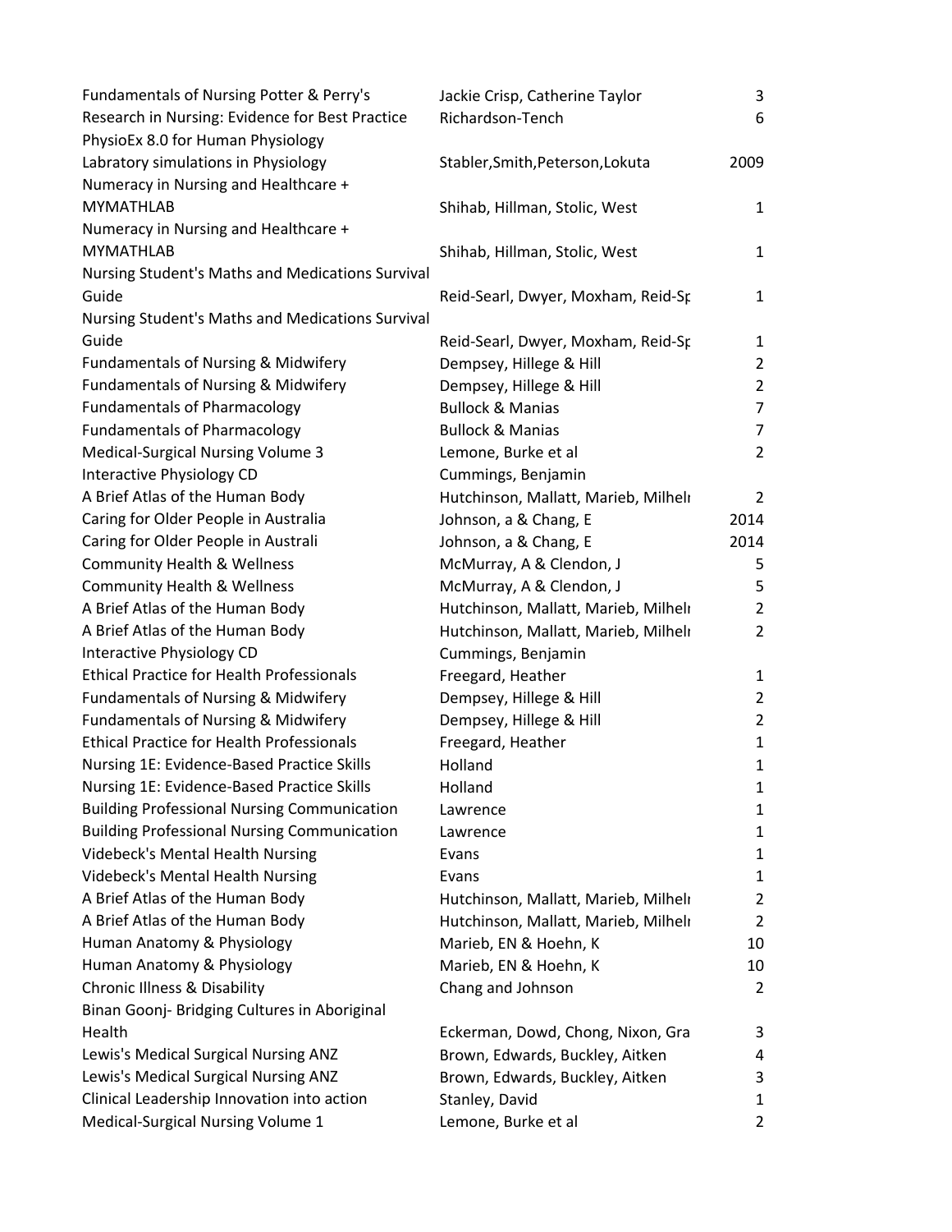| | | |
|---|---|---|
| Fundamentals of Nursing Potter & Perry's | Jackie Crisp, Catherine Taylor | 3 |
| Research in Nursing: Evidence for Best Practice | Richardson-Tench | 6 |
| PhysioEx 8.0 for Human Physiology Labratory simulations in Physiology | Stabler,Smith,Peterson,Lokuta | 2009 |
| Numeracy in Nursing and Healthcare + MYMATHLAB | Shihab, Hillman, Stolic, West | 1 |
| Numeracy in Nursing and Healthcare + MYMATHLAB | Shihab, Hillman, Stolic, West | 1 |
| Nursing Student's Maths and Medications Survival Guide | Reid-Searl, Dwyer, Moxham, Reid-Sp | 1 |
| Nursing Student's Maths and Medications Survival Guide | Reid-Searl, Dwyer, Moxham, Reid-Sp | 1 |
| Fundamentals of Nursing & Midwifery | Dempsey, Hillege & Hill | 2 |
| Fundamentals of Nursing & Midwifery | Dempsey, Hillege & Hill | 2 |
| Fundamentals of Pharmacology | Bullock & Manias | 7 |
| Fundamentals of Pharmacology | Bullock & Manias | 7 |
| Medical-Surgical Nursing Volume 3 | Lemone, Burke et al | 2 |
| Interactive Physiology CD | Cummings, Benjamin | |
| A Brief Atlas of the Human Body | Hutchinson, Mallatt, Marieb, Milhelı | 2 |
| Caring for Older People in Australia | Johnson, a & Chang, E | 2014 |
| Caring for Older People in Australi | Johnson, a & Chang, E | 2014 |
| Community Health & Wellness | McMurray, A & Clendon, J | 5 |
| Community Health & Wellness | McMurray, A & Clendon, J | 5 |
| A Brief Atlas of the Human Body | Hutchinson, Mallatt, Marieb, Milhelı | 2 |
| A Brief Atlas of the Human Body | Hutchinson, Mallatt, Marieb, Milhelı | 2 |
| Interactive Physiology CD | Cummings, Benjamin | |
| Ethical Practice for Health Professionals | Freegard, Heather | 1 |
| Fundamentals of Nursing & Midwifery | Dempsey, Hillege & Hill | 2 |
| Fundamentals of Nursing & Midwifery | Dempsey, Hillege & Hill | 2 |
| Ethical Practice for Health Professionals | Freegard, Heather | 1 |
| Nursing 1E: Evidence-Based Practice Skills | Holland | 1 |
| Nursing 1E: Evidence-Based Practice Skills | Holland | 1 |
| Building Professional Nursing Communication | Lawrence | 1 |
| Building Professional Nursing Communication | Lawrence | 1 |
| Videbeck's Mental Health Nursing | Evans | 1 |
| Videbeck's Mental Health Nursing | Evans | 1 |
| A Brief Atlas of the Human Body | Hutchinson, Mallatt, Marieb, Milhelı | 2 |
| A Brief Atlas of the Human Body | Hutchinson, Mallatt, Marieb, Milhelı | 2 |
| Human Anatomy & Physiology | Marieb, EN & Hoehn, K | 10 |
| Human Anatomy & Physiology | Marieb, EN & Hoehn, K | 10 |
| Chronic Illness & Disability | Chang and Johnson | 2 |
| Binan Goonj- Bridging Cultures in Aboriginal Health | Eckerman, Dowd, Chong, Nixon, Gra | 3 |
| Lewis's Medical Surgical Nursing ANZ | Brown, Edwards, Buckley, Aitken | 4 |
| Lewis's Medical Surgical Nursing ANZ | Brown, Edwards, Buckley, Aitken | 3 |
| Clinical Leadership Innovation into action | Stanley, David | 1 |
| Medical-Surgical Nursing Volume 1 | Lemone, Burke et al | 2 |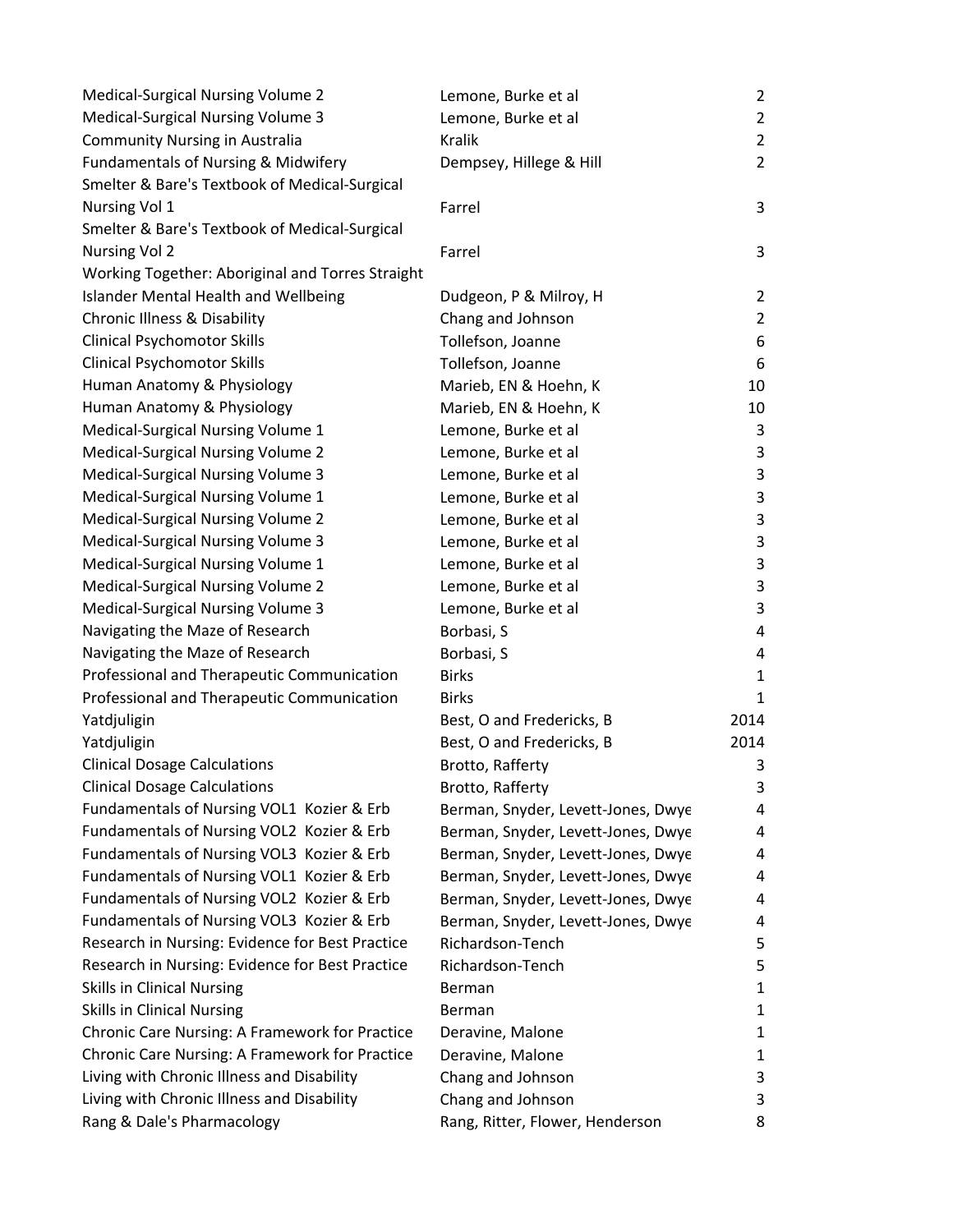| | | |
|---|---|---|
| Medical-Surgical Nursing Volume 2 | Lemone, Burke et al | 2 |
| Medical-Surgical Nursing Volume 3 | Lemone, Burke et al | 2 |
| Community Nursing in Australia | Kralik | 2 |
| Fundamentals of Nursing & Midwifery | Dempsey, Hillege & Hill | 2 |
| Smelter & Bare's Textbook of Medical-Surgical Nursing Vol 1 | Farrel | 3 |
| Smelter & Bare's Textbook of Medical-Surgical Nursing Vol 2 | Farrel | 3 |
| Working Together: Aboriginal and Torres Straight Islander Mental Health and Wellbeing | Dudgeon, P & Milroy, H | 2 |
| Chronic Illness & Disability | Chang and Johnson | 2 |
| Clinical Psychomotor Skills | Tollefson, Joanne | 6 |
| Clinical Psychomotor Skills | Tollefson, Joanne | 6 |
| Human Anatomy & Physiology | Marieb, EN & Hoehn, K | 10 |
| Human Anatomy & Physiology | Marieb, EN & Hoehn, K | 10 |
| Medical-Surgical Nursing Volume 1 | Lemone, Burke et al | 3 |
| Medical-Surgical Nursing Volume 2 | Lemone, Burke et al | 3 |
| Medical-Surgical Nursing Volume 3 | Lemone, Burke et al | 3 |
| Medical-Surgical Nursing Volume 1 | Lemone, Burke et al | 3 |
| Medical-Surgical Nursing Volume 2 | Lemone, Burke et al | 3 |
| Medical-Surgical Nursing Volume 3 | Lemone, Burke et al | 3 |
| Medical-Surgical Nursing Volume 1 | Lemone, Burke et al | 3 |
| Medical-Surgical Nursing Volume 2 | Lemone, Burke et al | 3 |
| Medical-Surgical Nursing Volume 3 | Lemone, Burke et al | 3 |
| Navigating the Maze of Research | Borbasi, S | 4 |
| Navigating the Maze of Research | Borbasi, S | 4 |
| Professional and Therapeutic Communication | Birks | 1 |
| Professional and Therapeutic Communication | Birks | 1 |
| Yatdjuligin | Best, O and Fredericks, B | 2014 |
| Yatdjuligin | Best, O and Fredericks, B | 2014 |
| Clinical Dosage Calculations | Brotto, Rafferty | 3 |
| Clinical Dosage Calculations | Brotto, Rafferty | 3 |
| Fundamentals of Nursing VOL1 Kozier & Erb | Berman, Snyder, Levett-Jones, Dwye | 4 |
| Fundamentals of Nursing VOL2 Kozier & Erb | Berman, Snyder, Levett-Jones, Dwye | 4 |
| Fundamentals of Nursing VOL3 Kozier & Erb | Berman, Snyder, Levett-Jones, Dwye | 4 |
| Fundamentals of Nursing VOL1 Kozier & Erb | Berman, Snyder, Levett-Jones, Dwye | 4 |
| Fundamentals of Nursing VOL2 Kozier & Erb | Berman, Snyder, Levett-Jones, Dwye | 4 |
| Fundamentals of Nursing VOL3 Kozier & Erb | Berman, Snyder, Levett-Jones, Dwye | 4 |
| Research in Nursing: Evidence for Best Practice | Richardson-Tench | 5 |
| Research in Nursing: Evidence for Best Practice | Richardson-Tench | 5 |
| Skills in Clinical Nursing | Berman | 1 |
| Skills in Clinical Nursing | Berman | 1 |
| Chronic Care Nursing: A Framework for Practice | Deravine, Malone | 1 |
| Chronic Care Nursing: A Framework for Practice | Deravine, Malone | 1 |
| Living with Chronic Illness and Disability | Chang and Johnson | 3 |
| Living with Chronic Illness and Disability | Chang and Johnson | 3 |
| Rang & Dale's Pharmacology | Rang, Ritter, Flower, Henderson | 8 |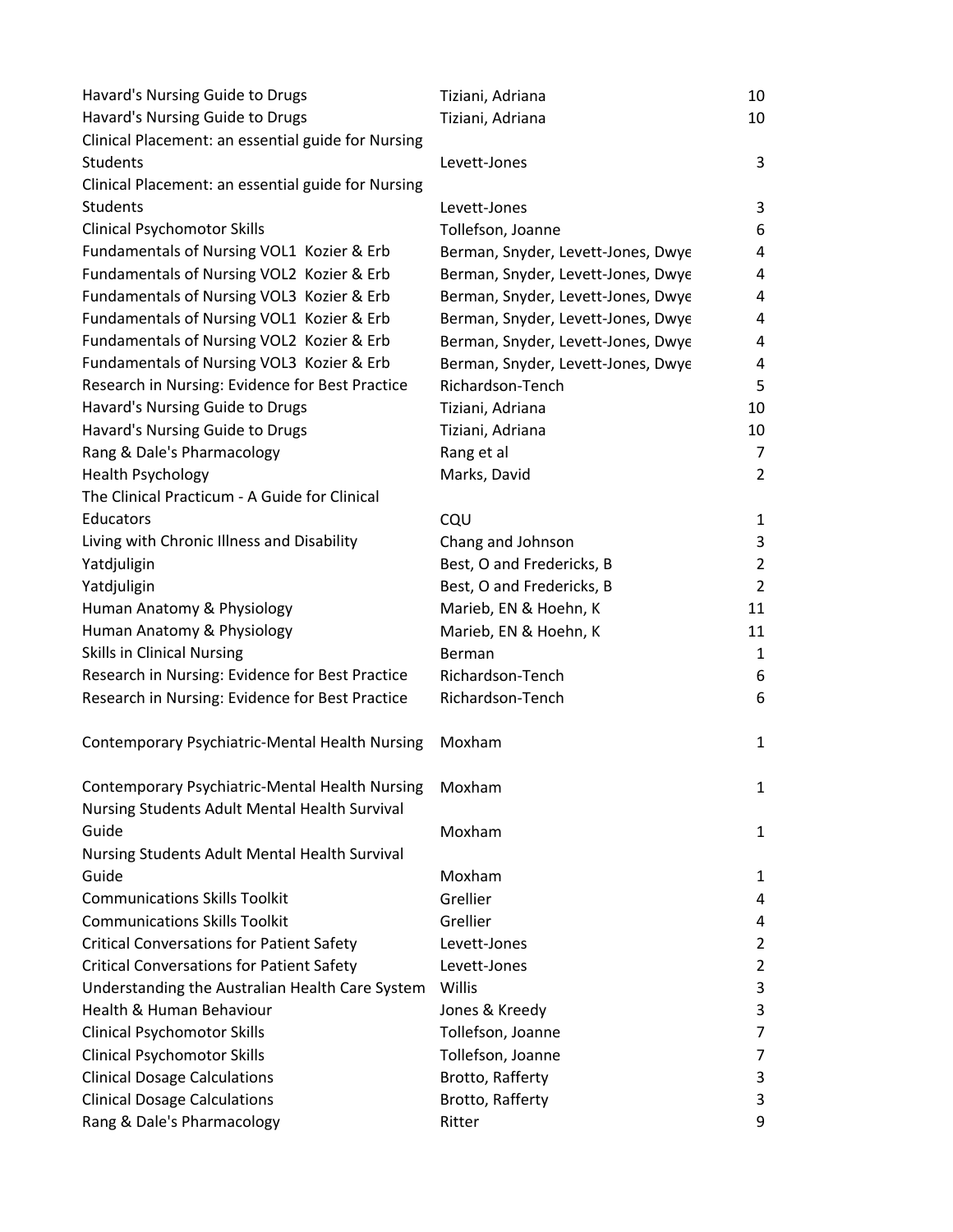| | | |
|---|---|---|
| Havard's Nursing Guide to Drugs | Tiziani, Adriana | 10 |
| Havard's Nursing Guide to Drugs | Tiziani, Adriana | 10 |
| Clinical Placement: an essential guide for Nursing Students | Levett-Jones | 3 |
| Clinical Placement: an essential guide for Nursing Students | Levett-Jones | 3 |
| Clinical Psychomotor Skills | Tollefson, Joanne | 6 |
| Fundamentals of Nursing VOL1 Kozier & Erb | Berman, Snyder, Levett-Jones, Dwye | 4 |
| Fundamentals of Nursing VOL2 Kozier & Erb | Berman, Snyder, Levett-Jones, Dwye | 4 |
| Fundamentals of Nursing VOL3 Kozier & Erb | Berman, Snyder, Levett-Jones, Dwye | 4 |
| Fundamentals of Nursing VOL1 Kozier & Erb | Berman, Snyder, Levett-Jones, Dwye | 4 |
| Fundamentals of Nursing VOL2 Kozier & Erb | Berman, Snyder, Levett-Jones, Dwye | 4 |
| Fundamentals of Nursing VOL3 Kozier & Erb | Berman, Snyder, Levett-Jones, Dwye | 4 |
| Research in Nursing: Evidence for Best Practice | Richardson-Tench | 5 |
| Havard's Nursing Guide to Drugs | Tiziani, Adriana | 10 |
| Havard's Nursing Guide to Drugs | Tiziani, Adriana | 10 |
| Rang & Dale's Pharmacology | Rang et al | 7 |
| Health Psychology | Marks, David | 2 |
| The Clinical Practicum - A Guide for Clinical Educators | CQU | 1 |
| Living with Chronic Illness and Disability | Chang and Johnson | 3 |
| Yatdjuligin | Best, O and Fredericks, B | 2 |
| Yatdjuligin | Best, O and Fredericks, B | 2 |
| Human Anatomy & Physiology | Marieb, EN & Hoehn, K | 11 |
| Human Anatomy & Physiology | Marieb, EN & Hoehn, K | 11 |
| Skills in Clinical Nursing | Berman | 1 |
| Research in Nursing: Evidence for Best Practice | Richardson-Tench | 6 |
| Research in Nursing: Evidence for Best Practice | Richardson-Tench | 6 |
| Contemporary Psychiatric-Mental Health Nursing | Moxham | 1 |
| Contemporary Psychiatric-Mental Health Nursing | Moxham | 1 |
| Nursing Students Adult Mental Health Survival Guide | Moxham | 1 |
| Nursing Students Adult Mental Health Survival Guide | Moxham | 1 |
| Communications Skills Toolkit | Grellier | 4 |
| Communications Skills Toolkit | Grellier | 4 |
| Critical Conversations for Patient Safety | Levett-Jones | 2 |
| Critical Conversations for Patient Safety | Levett-Jones | 2 |
| Understanding the Australian Health Care System | Willis | 3 |
| Health & Human Behaviour | Jones & Kreedy | 3 |
| Clinical Psychomotor Skills | Tollefson, Joanne | 7 |
| Clinical Psychomotor Skills | Tollefson, Joanne | 7 |
| Clinical Dosage Calculations | Brotto, Rafferty | 3 |
| Clinical Dosage Calculations | Brotto, Rafferty | 3 |
| Rang & Dale's Pharmacology | Ritter | 9 |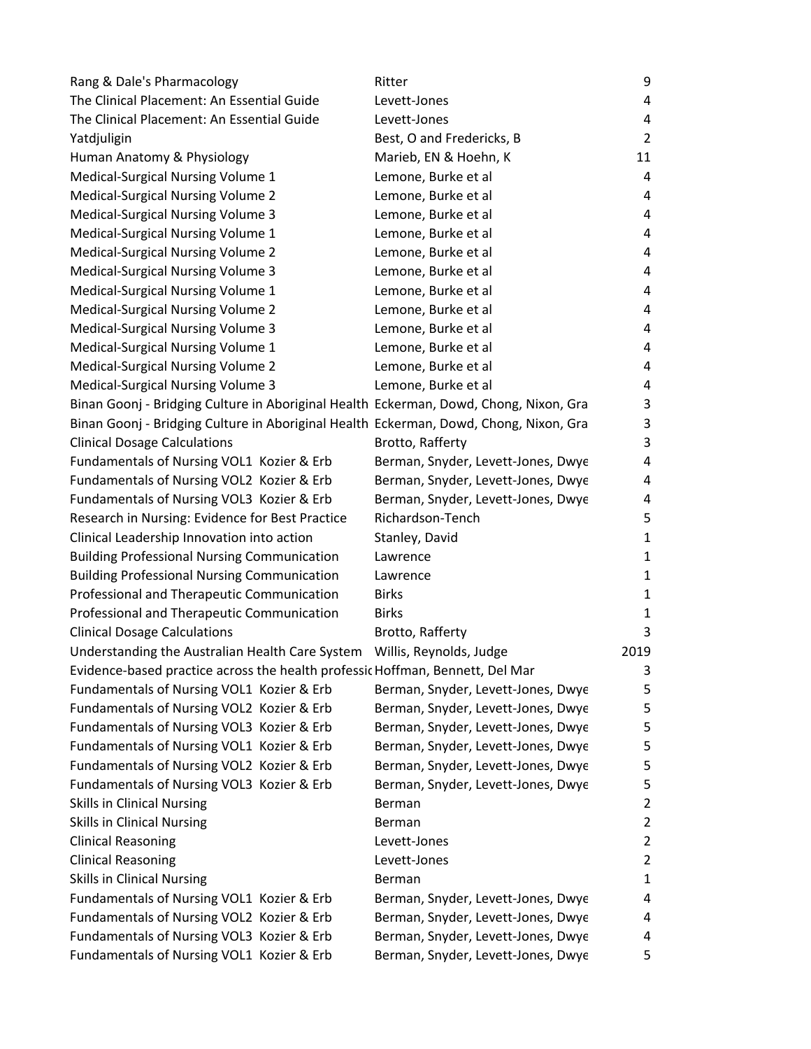| | | |
|---|---|---|
| Rang & Dale's Pharmacology | Ritter | 9 |
| The Clinical Placement: An Essential Guide | Levett-Jones | 4 |
| The Clinical Placement: An Essential Guide | Levett-Jones | 4 |
| Yatdjuligin | Best, O and Fredericks, B | 2 |
| Human Anatomy & Physiology | Marieb, EN & Hoehn, K | 11 |
| Medical-Surgical Nursing Volume 1 | Lemone, Burke et al | 4 |
| Medical-Surgical Nursing Volume 2 | Lemone, Burke et al | 4 |
| Medical-Surgical Nursing Volume 3 | Lemone, Burke et al | 4 |
| Medical-Surgical Nursing Volume 1 | Lemone, Burke et al | 4 |
| Medical-Surgical Nursing Volume 2 | Lemone, Burke et al | 4 |
| Medical-Surgical Nursing Volume 3 | Lemone, Burke et al | 4 |
| Medical-Surgical Nursing Volume 1 | Lemone, Burke et al | 4 |
| Medical-Surgical Nursing Volume 2 | Lemone, Burke et al | 4 |
| Medical-Surgical Nursing Volume 3 | Lemone, Burke et al | 4 |
| Medical-Surgical Nursing Volume 1 | Lemone, Burke et al | 4 |
| Medical-Surgical Nursing Volume 2 | Lemone, Burke et al | 4 |
| Medical-Surgical Nursing Volume 3 | Lemone, Burke et al | 4 |
| Binan Goonj - Bridging Culture in Aboriginal Health | Eckerman, Dowd, Chong, Nixon, Gra | 3 |
| Binan Goonj - Bridging Culture in Aboriginal Health | Eckerman, Dowd, Chong, Nixon, Gra | 3 |
| Clinical Dosage Calculations | Brotto, Rafferty | 3 |
| Fundamentals of Nursing VOL1 Kozier & Erb | Berman, Snyder, Levett-Jones, Dwye | 4 |
| Fundamentals of Nursing VOL2 Kozier & Erb | Berman, Snyder, Levett-Jones, Dwye | 4 |
| Fundamentals of Nursing VOL3 Kozier & Erb | Berman, Snyder, Levett-Jones, Dwye | 4 |
| Research in Nursing: Evidence for Best Practice | Richardson-Tench | 5 |
| Clinical Leadership Innovation into action | Stanley, David | 1 |
| Building Professional Nursing Communication | Lawrence | 1 |
| Building Professional Nursing Communication | Lawrence | 1 |
| Professional and Therapeutic Communication | Birks | 1 |
| Professional and Therapeutic Communication | Birks | 1 |
| Clinical Dosage Calculations | Brotto, Rafferty | 3 |
| Understanding the Australian Health Care System | Willis, Reynolds, Judge | 2019 |
| Evidence-based practice across the health professic | Hoffman, Bennett, Del Mar | 3 |
| Fundamentals of Nursing VOL1 Kozier & Erb | Berman, Snyder, Levett-Jones, Dwye | 5 |
| Fundamentals of Nursing VOL2 Kozier & Erb | Berman, Snyder, Levett-Jones, Dwye | 5 |
| Fundamentals of Nursing VOL3 Kozier & Erb | Berman, Snyder, Levett-Jones, Dwye | 5 |
| Fundamentals of Nursing VOL1 Kozier & Erb | Berman, Snyder, Levett-Jones, Dwye | 5 |
| Fundamentals of Nursing VOL2 Kozier & Erb | Berman, Snyder, Levett-Jones, Dwye | 5 |
| Fundamentals of Nursing VOL3 Kozier & Erb | Berman, Snyder, Levett-Jones, Dwye | 5 |
| Skills in Clinical Nursing | Berman | 2 |
| Skills in Clinical Nursing | Berman | 2 |
| Clinical Reasoning | Levett-Jones | 2 |
| Clinical Reasoning | Levett-Jones | 2 |
| Skills in Clinical Nursing | Berman | 1 |
| Fundamentals of Nursing VOL1 Kozier & Erb | Berman, Snyder, Levett-Jones, Dwye | 4 |
| Fundamentals of Nursing VOL2 Kozier & Erb | Berman, Snyder, Levett-Jones, Dwye | 4 |
| Fundamentals of Nursing VOL3 Kozier & Erb | Berman, Snyder, Levett-Jones, Dwye | 4 |
| Fundamentals of Nursing VOL1 Kozier & Erb | Berman, Snyder, Levett-Jones, Dwye | 5 |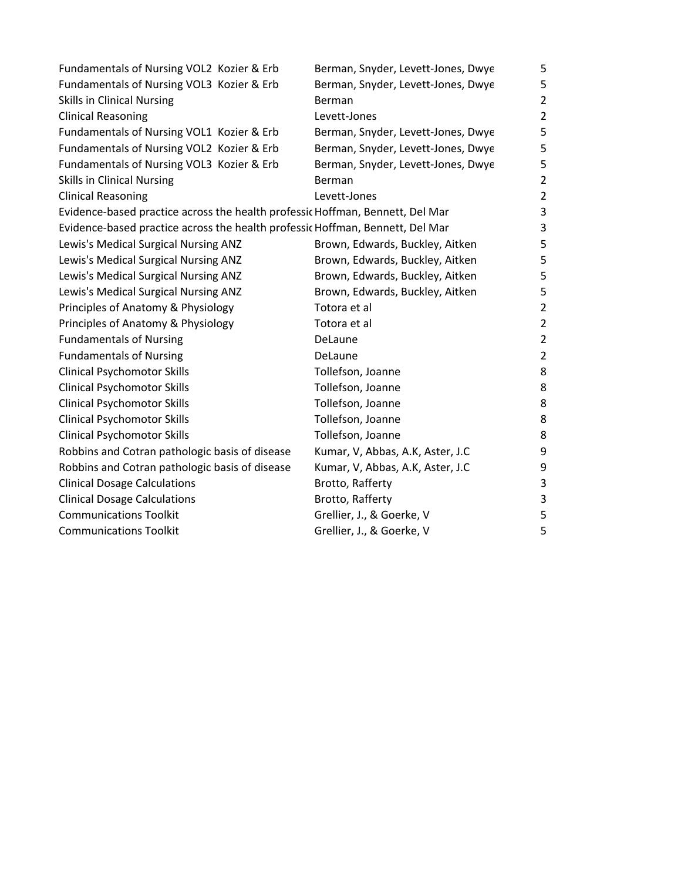| | | |
|---|---|---|
| Fundamentals of Nursing VOL2 Kozier & Erb | Berman, Snyder, Levett-Jones, Dwye | 5 |
| Fundamentals of Nursing VOL3 Kozier & Erb | Berman, Snyder, Levett-Jones, Dwye | 5 |
| Skills in Clinical Nursing | Berman | 2 |
| Clinical Reasoning | Levett-Jones | 2 |
| Fundamentals of Nursing VOL1 Kozier & Erb | Berman, Snyder, Levett-Jones, Dwye | 5 |
| Fundamentals of Nursing VOL2 Kozier & Erb | Berman, Snyder, Levett-Jones, Dwye | 5 |
| Fundamentals of Nursing VOL3 Kozier & Erb | Berman, Snyder, Levett-Jones, Dwye | 5 |
| Skills in Clinical Nursing | Berman | 2 |
| Clinical Reasoning | Levett-Jones | 2 |
| Evidence-based practice across the health professic | Hoffman, Bennett, Del Mar | 3 |
| Evidence-based practice across the health professic | Hoffman, Bennett, Del Mar | 3 |
| Lewis's Medical Surgical Nursing ANZ | Brown, Edwards, Buckley, Aitken | 5 |
| Lewis's Medical Surgical Nursing ANZ | Brown, Edwards, Buckley, Aitken | 5 |
| Lewis's Medical Surgical Nursing ANZ | Brown, Edwards, Buckley, Aitken | 5 |
| Lewis's Medical Surgical Nursing ANZ | Brown, Edwards, Buckley, Aitken | 5 |
| Principles of Anatomy & Physiology | Totora et al | 2 |
| Principles of Anatomy & Physiology | Totora et al | 2 |
| Fundamentals of Nursing | DeLaune | 2 |
| Fundamentals of Nursing | DeLaune | 2 |
| Clinical Psychomotor Skills | Tollefson, Joanne | 8 |
| Clinical Psychomotor Skills | Tollefson, Joanne | 8 |
| Clinical Psychomotor Skills | Tollefson, Joanne | 8 |
| Clinical Psychomotor Skills | Tollefson, Joanne | 8 |
| Clinical Psychomotor Skills | Tollefson, Joanne | 8 |
| Robbins and Cotran pathologic basis of disease | Kumar, V, Abbas, A.K, Aster, J.C | 9 |
| Robbins and Cotran pathologic basis of disease | Kumar, V, Abbas, A.K, Aster, J.C | 9 |
| Clinical Dosage Calculations | Brotto, Rafferty | 3 |
| Clinical Dosage Calculations | Brotto, Rafferty | 3 |
| Communications Toolkit | Grellier, J., & Goerke, V | 5 |
| Communications Toolkit | Grellier, J., & Goerke, V | 5 |